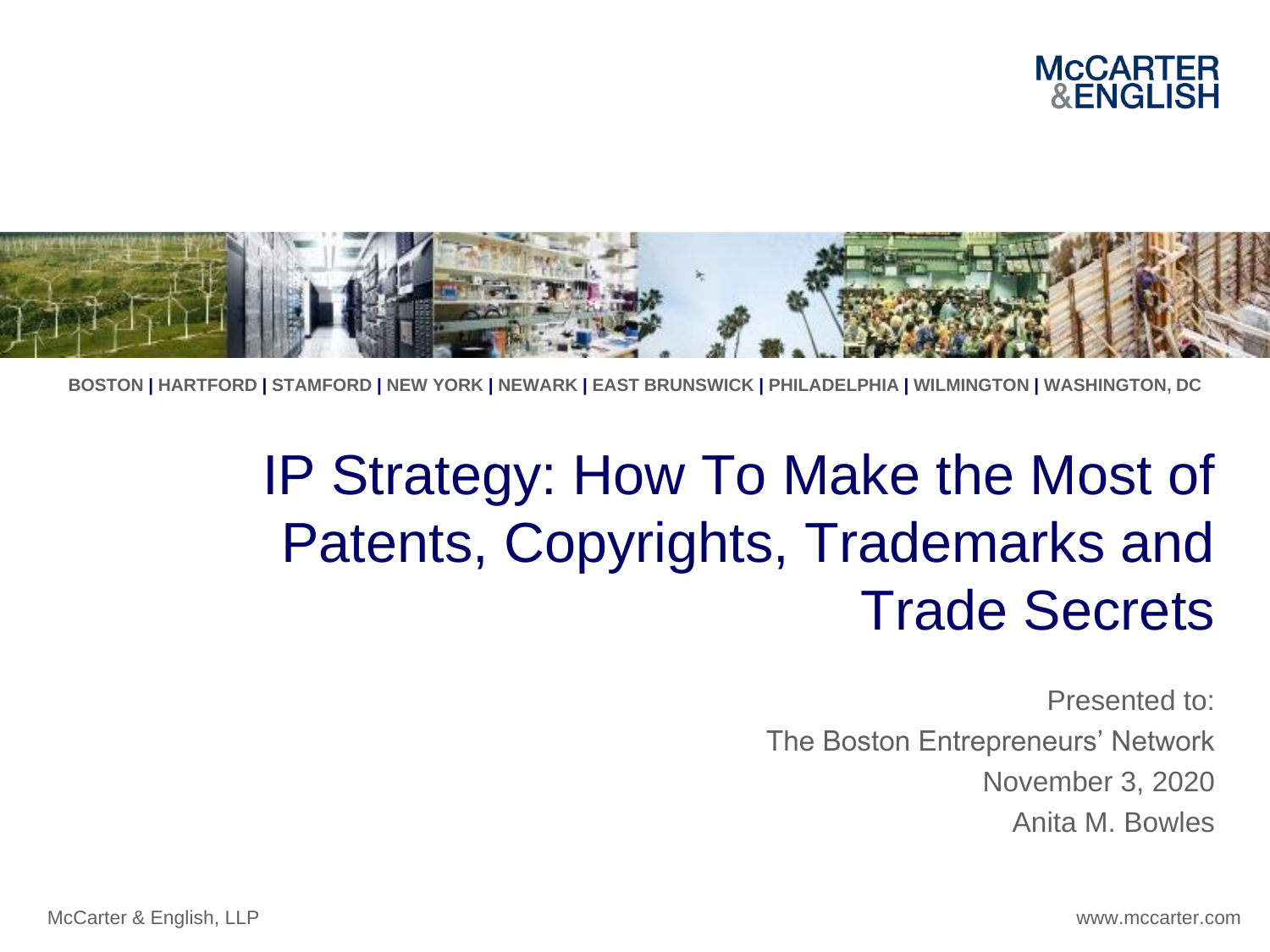McCARTER & ENGLISH

BOSTON | HARTFORD | STAMFORD | NEW YORK | NEWARK | EAST BRUNSWICK | PHILADELPHIA | WILMINGTON | WASHINGTON, DC

# IP Strategy: How To Make the Most of Patents, Copyrights, Trademarks and Trade Secrets

Presented to:

The Boston Entrepreneurs' Network

November 3, 2020

Anita M. Bowles

McCarter & English, LLP

www.mccarter.com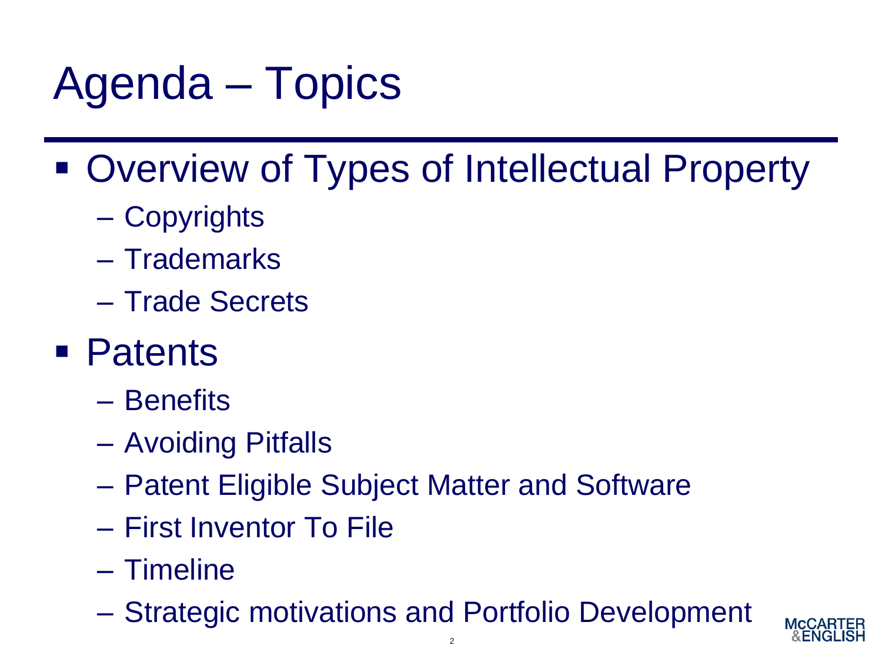# Agenda – Topics

- Overview of Types of Intellectual Property
  - Copyrights
  - Trademarks
  - Trade Secrets
- Patents
  - Benefits
  - Avoiding Pitfalls
  - Patent Eligible Subject Matter and Software
  - First Inventor To File
  - Timeline
  - Strategic motivations and Portfolio Development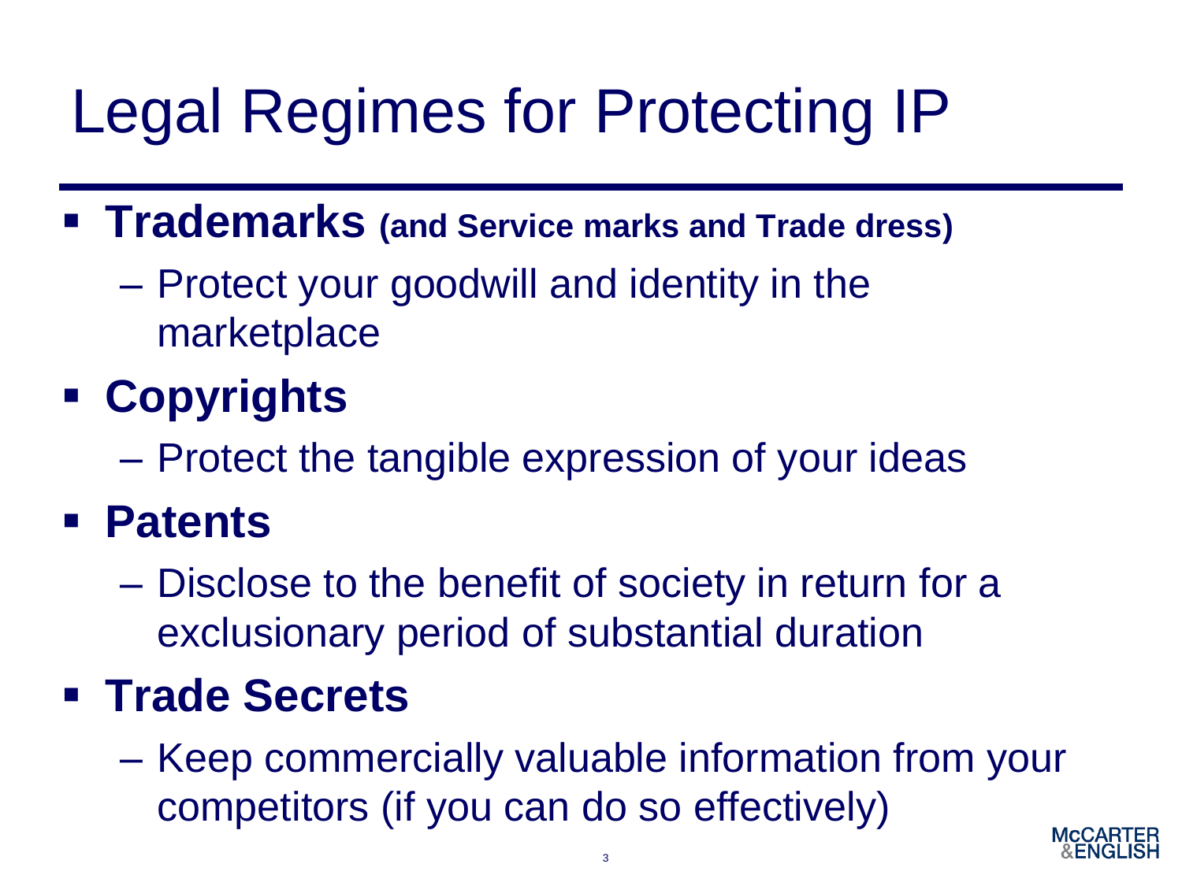# Legal Regimes for Protecting IP

- **Trademarks (and Service marks and Trade dress)**
  - Protect your goodwill and identity in the marketplace
- **Copyrights**
  - Protect the tangible expression of your ideas
- **Patents**
  - Disclose to the benefit of society in return for a exclusionary period of substantial duration
- **Trade Secrets**
  - Keep commercially valuable information from your competitors (if you can do so effectively)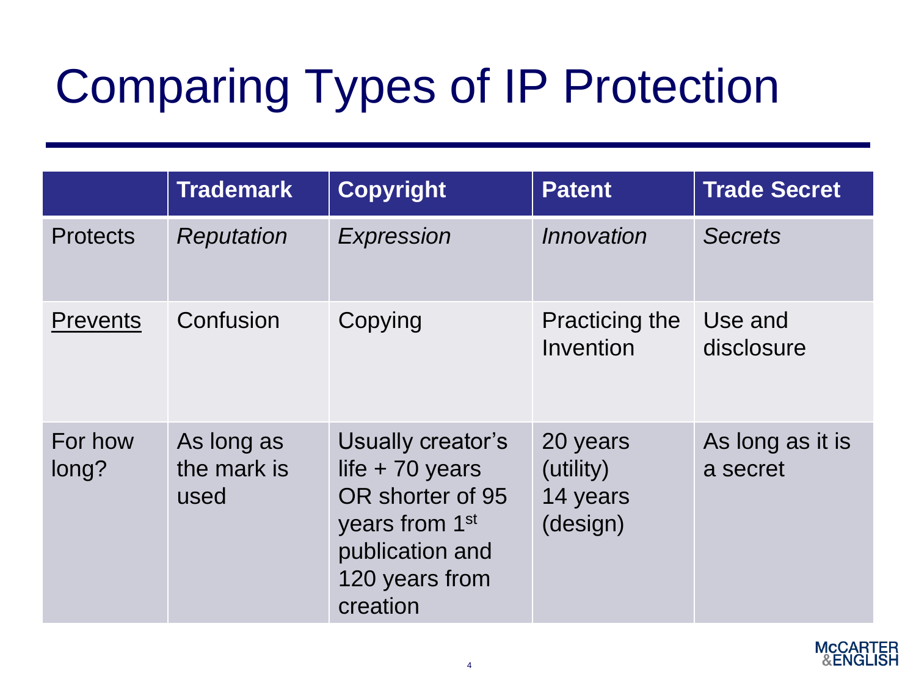# Comparing Types of IP Protection

| | **Trademark** | **Copyright** | **Patent** | **Trade Secret** |
|---|---|---|---|---|
| Protects | *Reputation* | *Expression* | *Innovation* | *Secrets* |
| <u>Prevents</u> | Confusion | Copying | Practicing the Invention | Use and disclosure |
| For how long? | As long as the mark is used | Usually creator's life + 70 years OR shorter of 95 years from 1st publication and 120 years from creation | 20 years (utility) 14 years (design) | As long as it is a secret |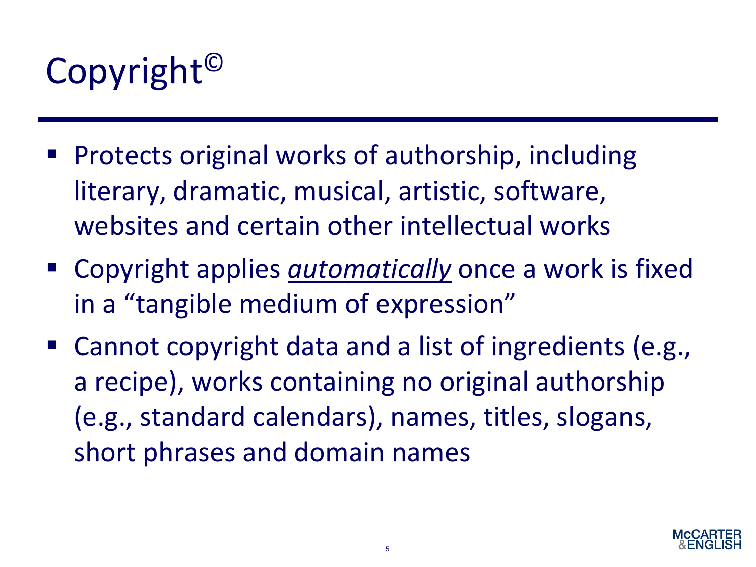# Copyright©

- Protects original works of authorship, including literary, dramatic, musical, artistic, software, websites and certain other intellectual works
- Copyright applies <u>*automatically*</u> once a work is fixed in a "tangible medium of expression"
- Cannot copyright data and a list of ingredients (e.g., a recipe), works containing no original authorship (e.g., standard calendars), names, titles, slogans, short phrases and domain names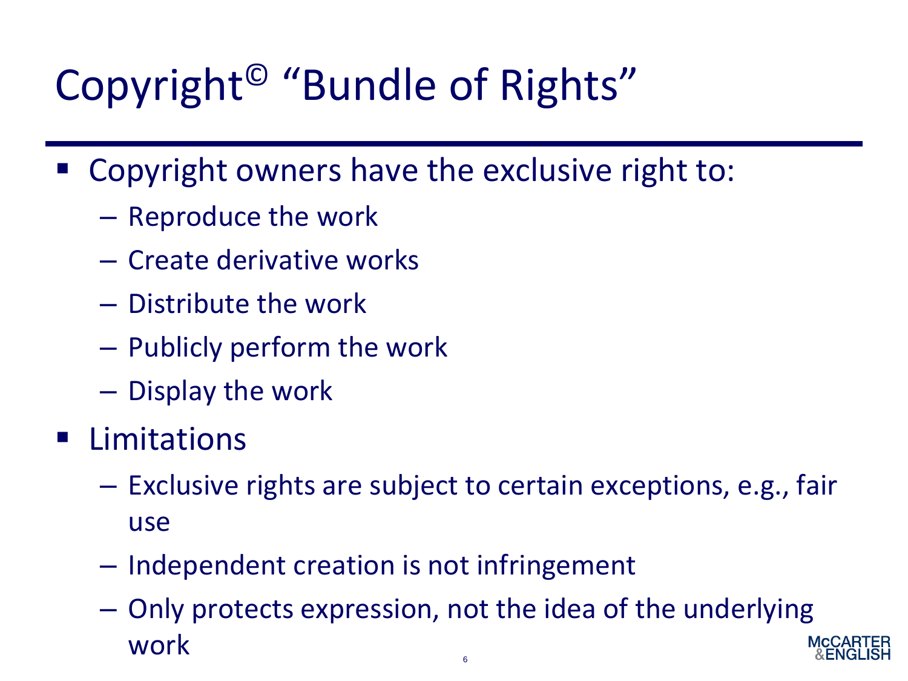# Copyright© "Bundle of Rights"

- Copyright owners have the exclusive right to:
  - Reproduce the work
  - Create derivative works
  - Distribute the work
  - Publicly perform the work
  - Display the work
- Limitations
  - Exclusive rights are subject to certain exceptions, e.g., fair use
  - Independent creation is not infringement
  - Only protects expression, not the idea of the underlying work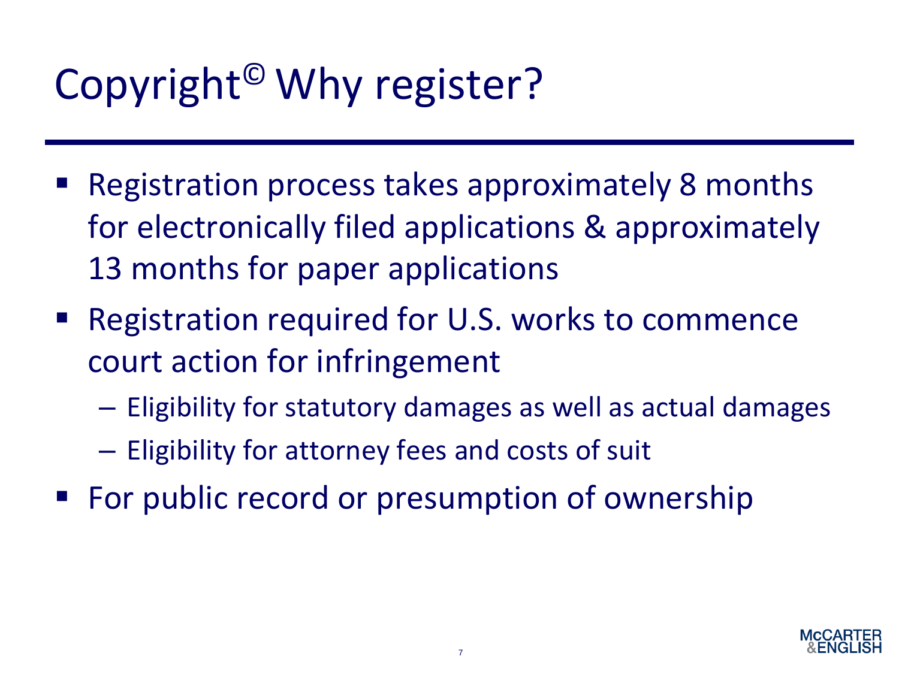# Copyright© Why register?

- Registration process takes approximately 8 months for electronically filed applications & approximately 13 months for paper applications
- Registration required for U.S. works to commence court action for infringement
  - Eligibility for statutory damages as well as actual damages
  - Eligibility for attorney fees and costs of suit
- For public record or presumption of ownership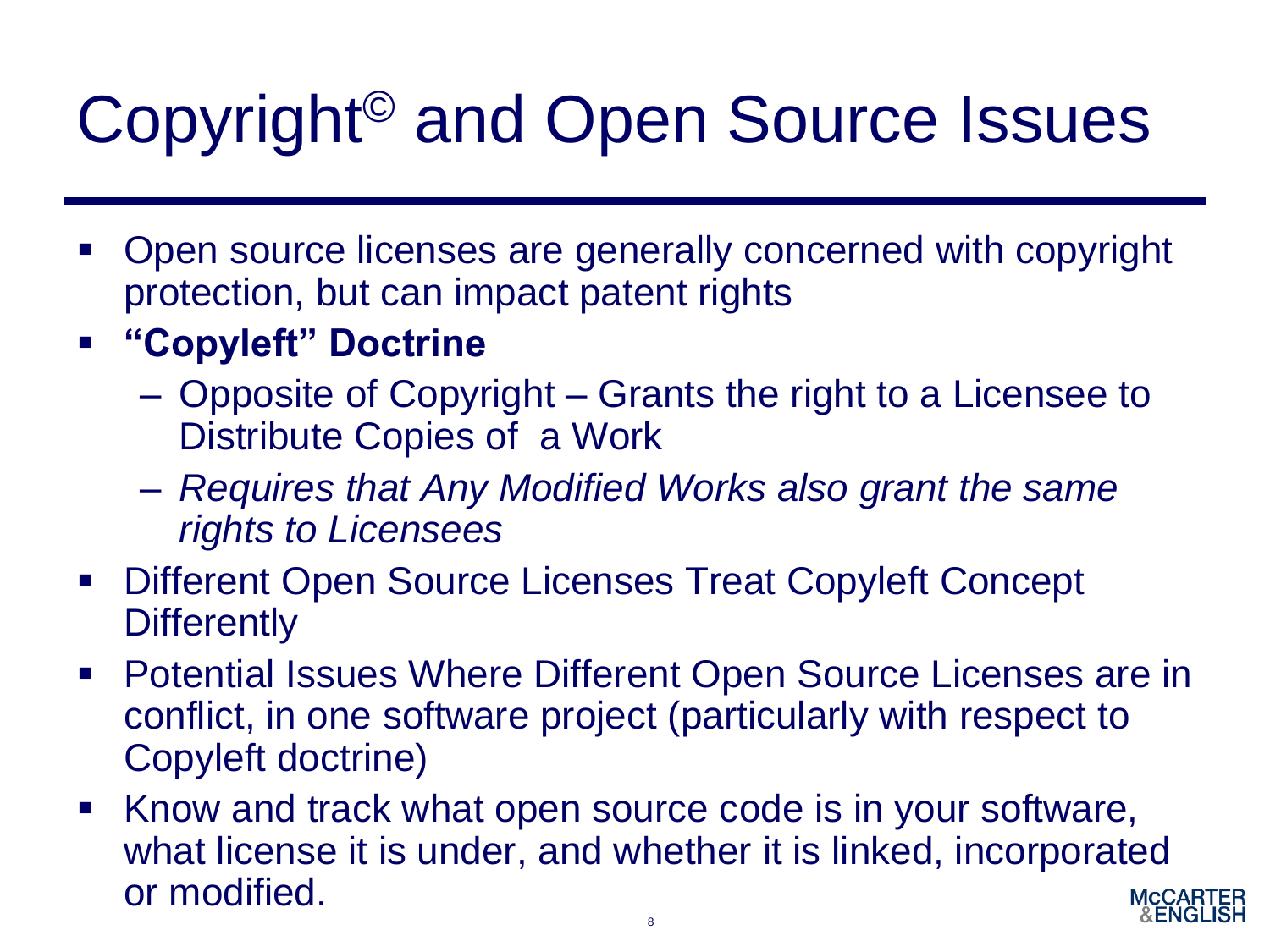# Copyright© and Open Source Issues

- Open source licenses are generally concerned with copyright protection, but can impact patent rights
- **"Copyleft" Doctrine**
  - Opposite of Copyright – Grants the right to a Licensee to Distribute Copies of a Work
  - *Requires that Any Modified Works also grant the same rights to Licensees*
- Different Open Source Licenses Treat Copyleft Concept Differently
- Potential Issues Where Different Open Source Licenses are in conflict, in one software project (particularly with respect to Copyleft doctrine)
- Know and track what open source code is in your software, what license it is under, and whether it is linked, incorporated or modified.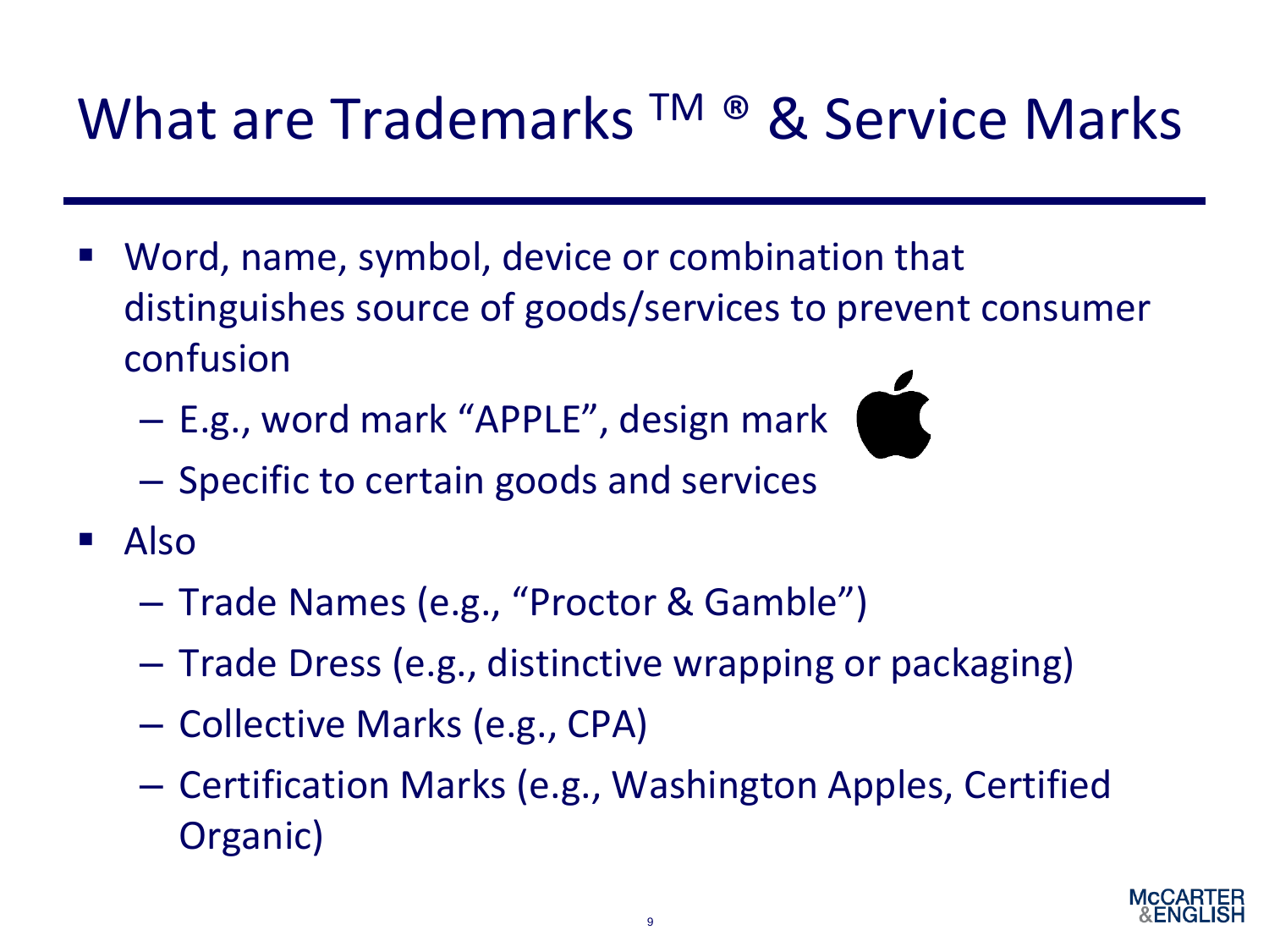# What are Trademarks ™ ® & Service Marks

- Word, name, symbol, device or combination that distinguishes source of goods/services to prevent consumer confusion
  - E.g., word mark "APPLE", design mark
  - Specific to certain goods and services
- Also
  - Trade Names (e.g., "Proctor & Gamble")
  - Trade Dress (e.g., distinctive wrapping or packaging)
  - Collective Marks (e.g., CPA)
  - Certification Marks (e.g., Washington Apples, Certified Organic)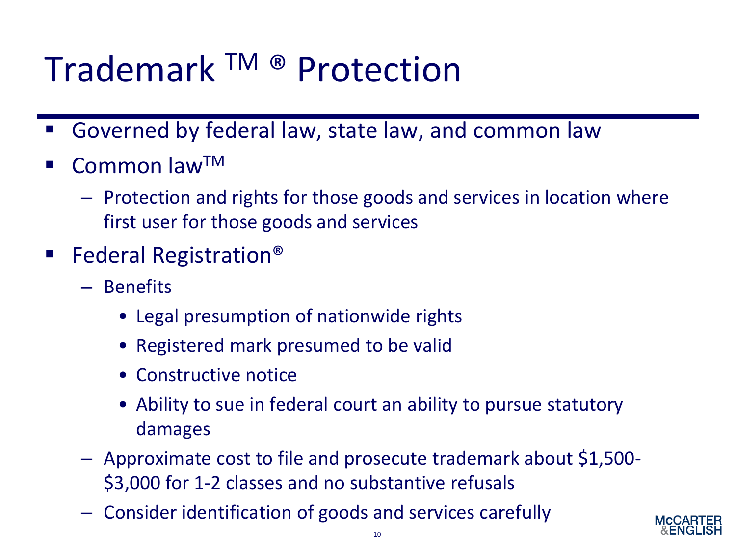# Trademark ™ ® Protection

- Governed by federal law, state law, and common law
- Common law™
  - Protection and rights for those goods and services in location where first user for those goods and services
- Federal Registration®
  - Benefits
    - Legal presumption of nationwide rights
    - Registered mark presumed to be valid
    - Constructive notice
    - Ability to sue in federal court an ability to pursue statutory damages
  - Approximate cost to file and prosecute trademark about $1,500-$3,000 for 1-2 classes and no substantive refusals
  - Consider identification of goods and services carefully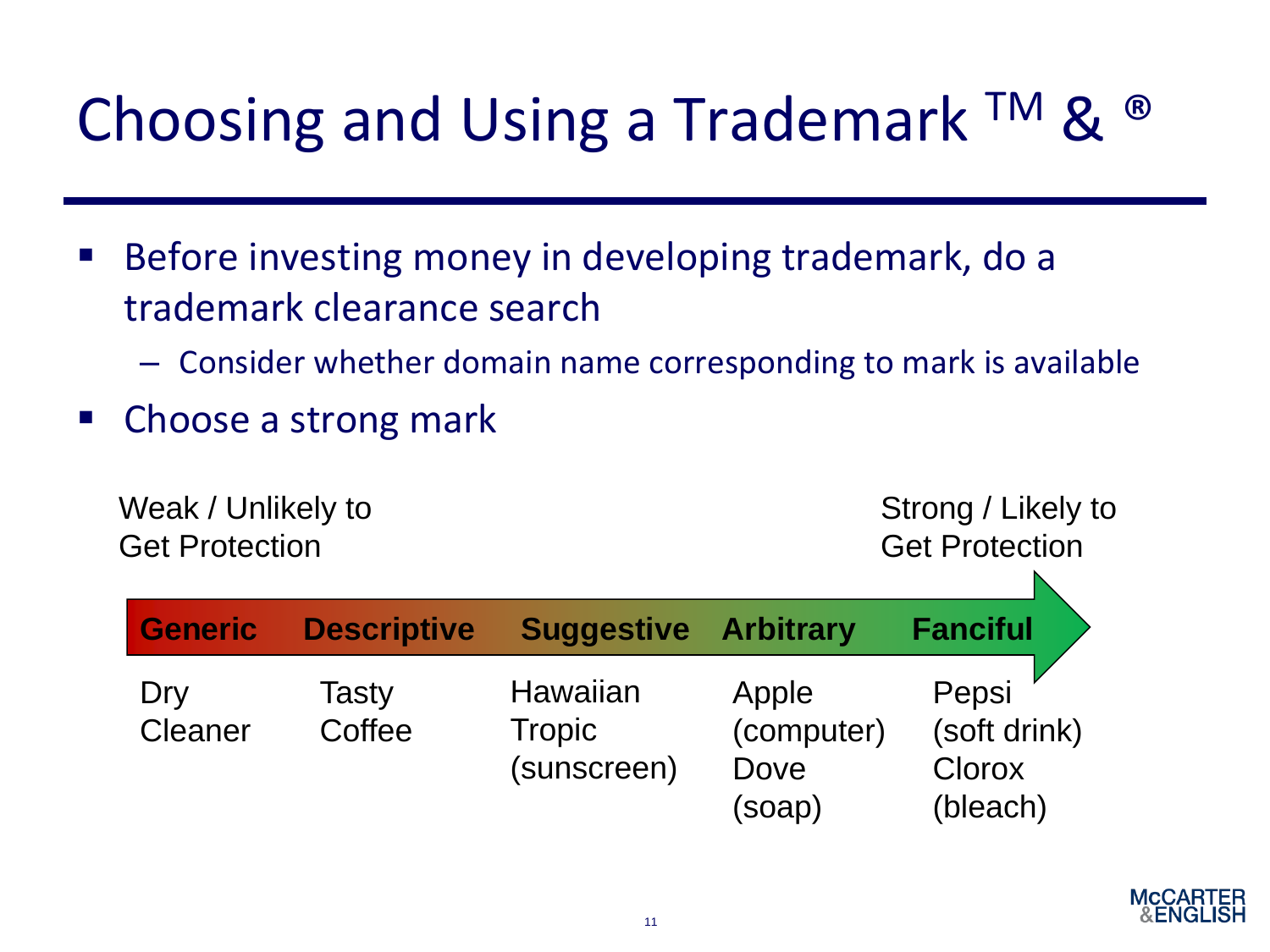# Choosing and Using a Trademark ™ & ®

- Before investing money in developing trademark, do a trademark clearance search
  - Consider whether domain name corresponding to mark is available
- Choose a strong mark

Weak / Unlikely to Get Protection → Strong / Likely to Get Protection

| **Generic** | **Descriptive** | **Suggestive** | **Arbitrary** | **Fanciful** |
|---|---|---|---|---|
| Dry Cleaner | Tasty Coffee | Hawaiian Tropic (sunscreen) | Apple (computer) Dove (soap) | Pepsi (soft drink) Clorox (bleach) |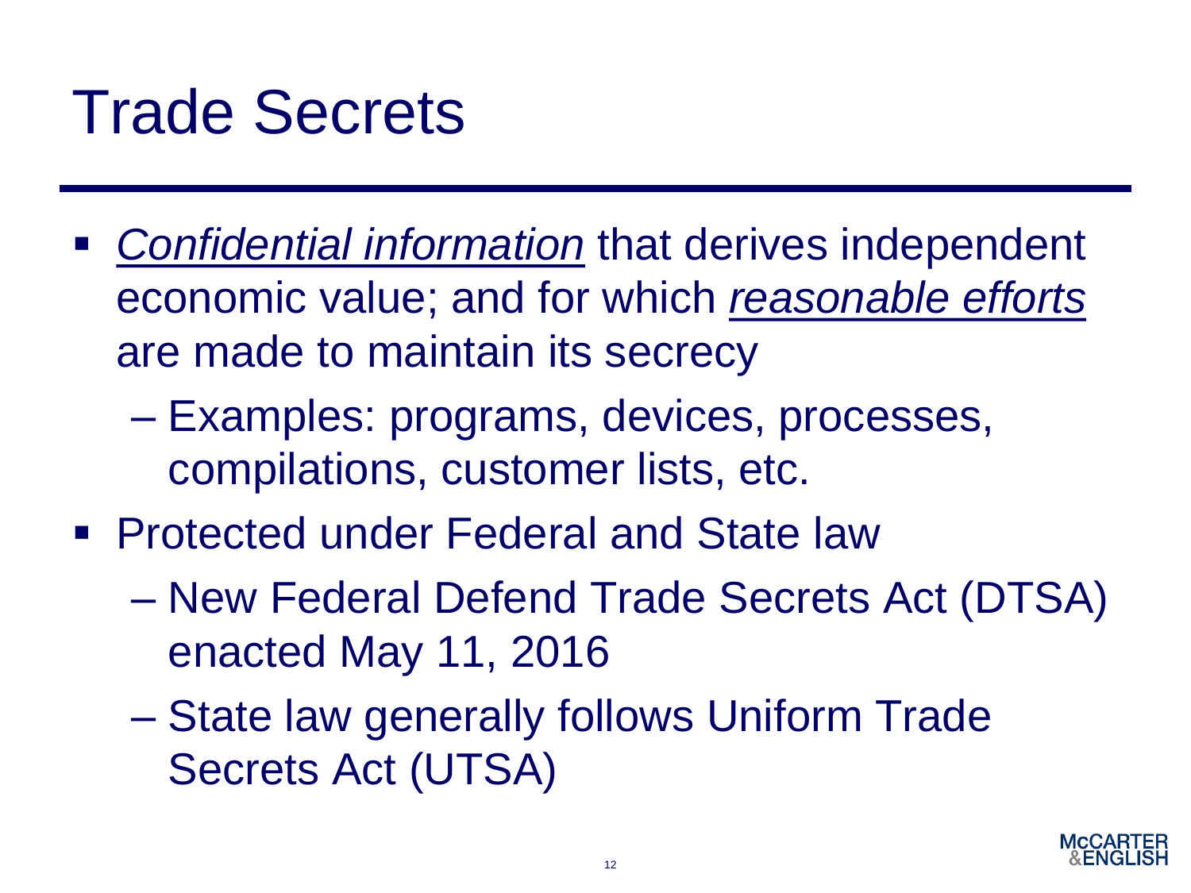# Trade Secrets

- *<u>Confidential information</u>* that derives independent economic value; and for which *<u>reasonable efforts</u>* are made to maintain its secrecy
  - Examples: programs, devices, processes, compilations, customer lists, etc.
- Protected under Federal and State law
  - New Federal Defend Trade Secrets Act (DTSA) enacted May 11, 2016
  - State law generally follows Uniform Trade Secrets Act (UTSA)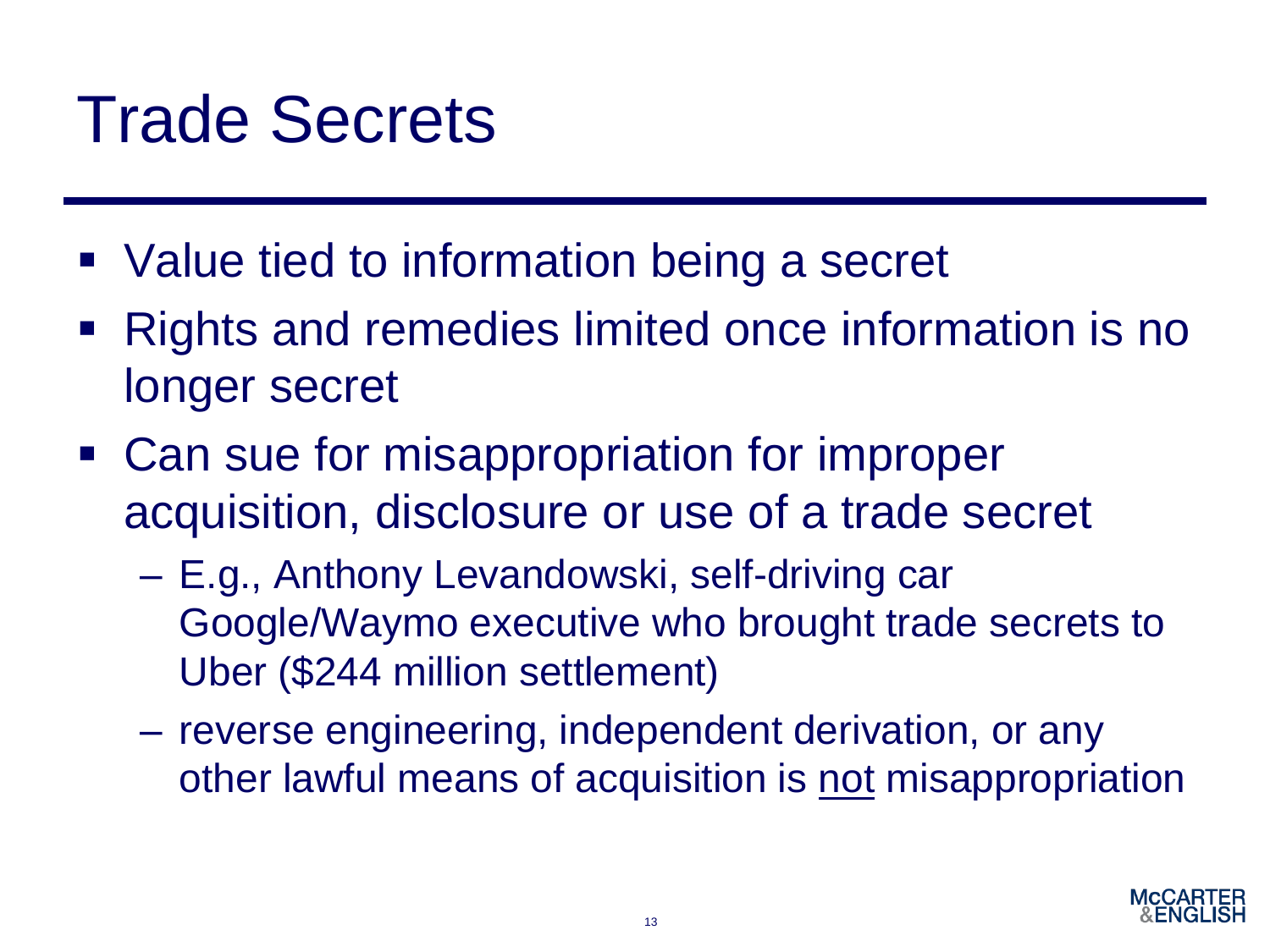# Trade Secrets

- Value tied to information being a secret
- Rights and remedies limited once information is no longer secret
- Can sue for misappropriation for improper acquisition, disclosure or use of a trade secret
  - E.g., Anthony Levandowski, self-driving car Google/Waymo executive who brought trade secrets to Uber ($244 million settlement)
  - reverse engineering, independent derivation, or any other lawful means of acquisition is <u>not</u> misappropriation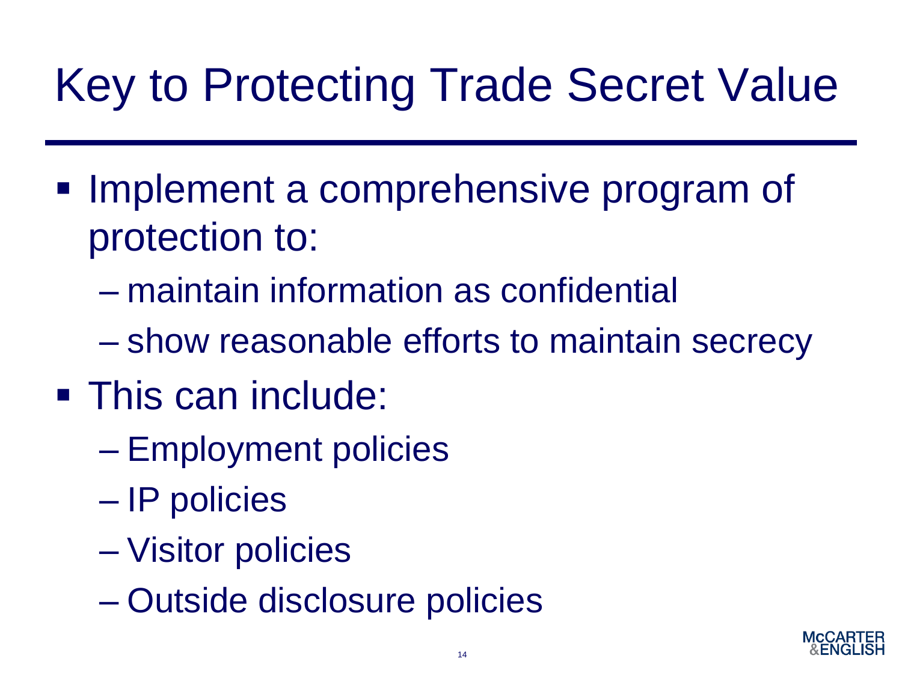# Key to Protecting Trade Secret Value

- Implement a comprehensive program of protection to:
  - maintain information as confidential
  - show reasonable efforts to maintain secrecy
- This can include:
  - Employment policies
  - IP policies
  - Visitor policies
  - Outside disclosure policies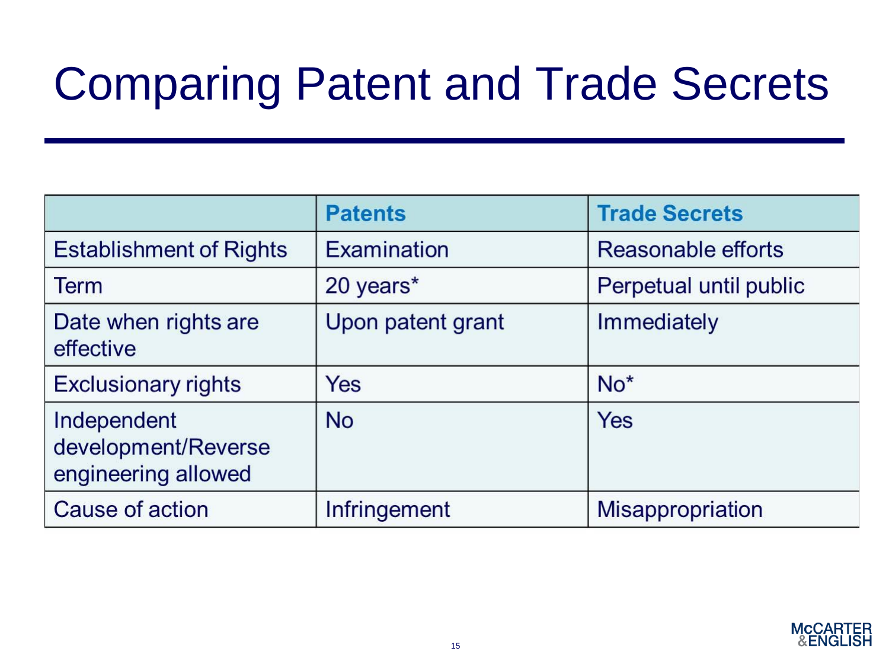# Comparing Patent and Trade Secrets

| | Patents | Trade Secrets |
|---|---|---|
| Establishment of Rights | Examination | Reasonable efforts |
| Term | 20 years* | Perpetual until public |
| Date when rights are effective | Upon patent grant | Immediately |
| Exclusionary rights | Yes | No* |
| Independent development/Reverse engineering allowed | No | Yes |
| Cause of action | Infringement | Misappropriation |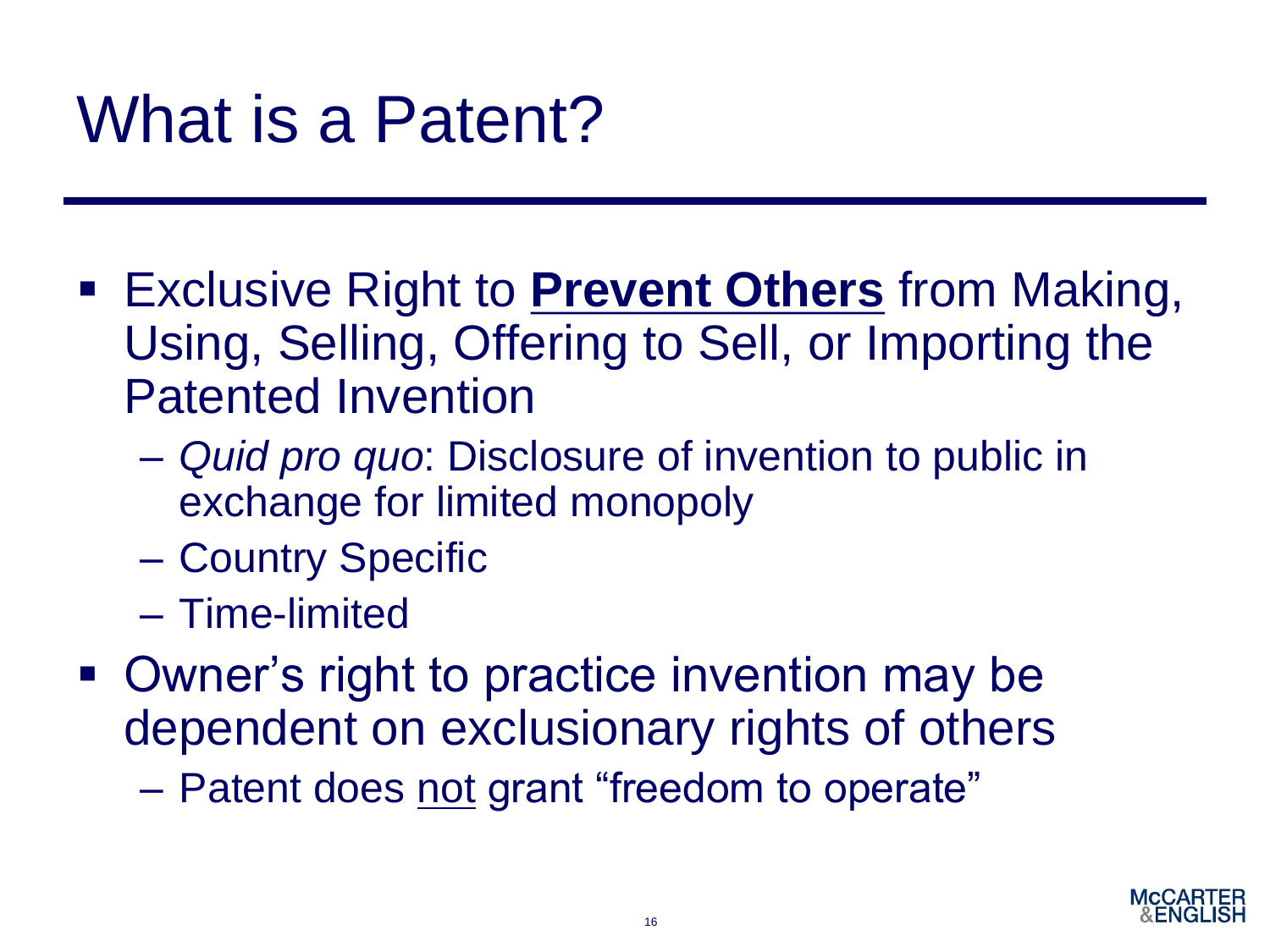# What is a Patent?

- Exclusive Right to <u>**Prevent Others**</u> from Making, Using, Selling, Offering to Sell, or Importing the Patented Invention
  - *Quid pro quo*: Disclosure of invention to public in exchange for limited monopoly
  - Country Specific
  - Time-limited
- Owner's right to practice invention may be dependent on exclusionary rights of others
  - Patent does <u>not</u> grant "freedom to operate"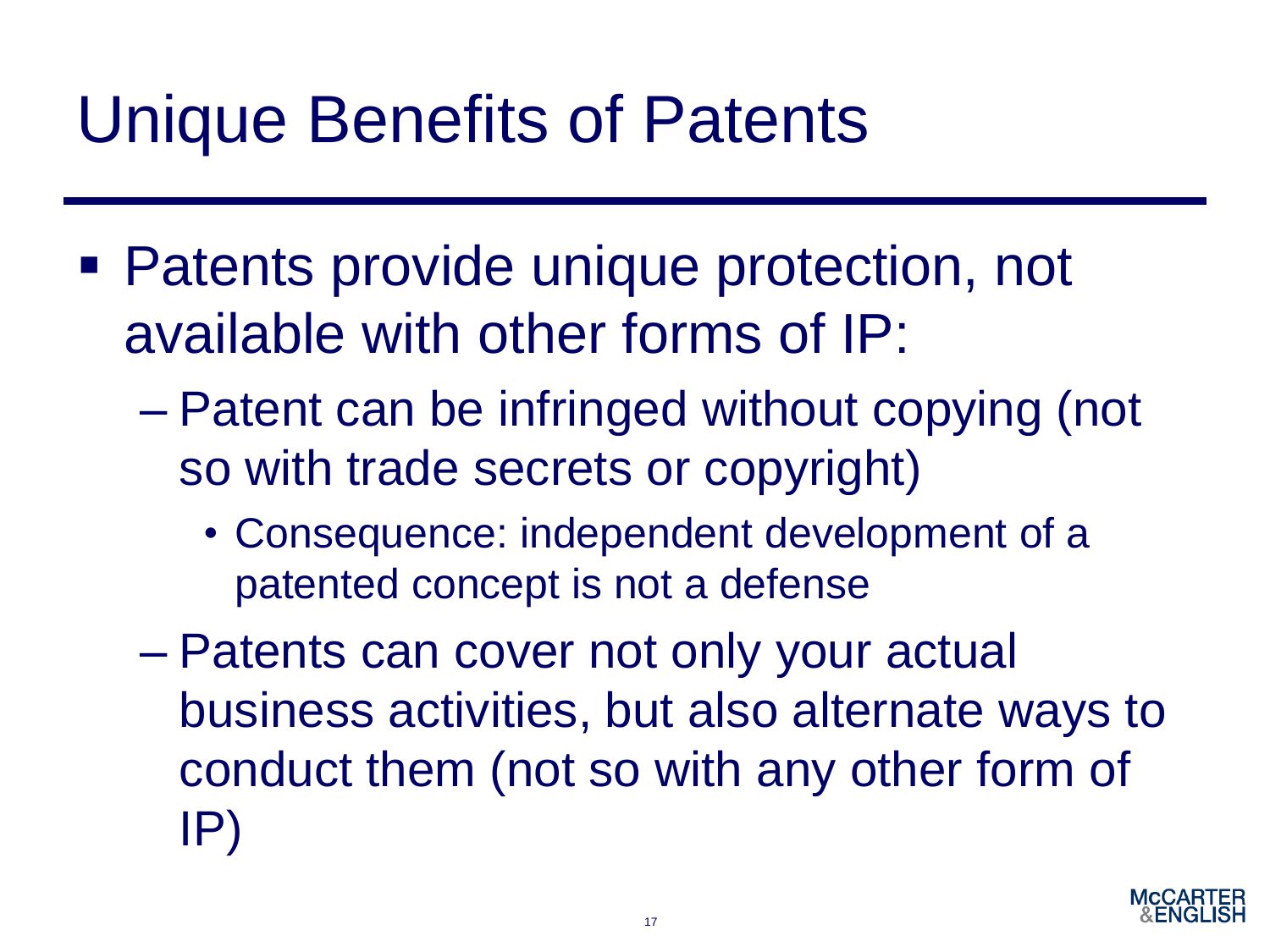# Unique Benefits of Patents

- Patents provide unique protection, not available with other forms of IP:
  - Patent can be infringed without copying (not so with trade secrets or copyright)
    - Consequence: independent development of a patented concept is not a defense
  - Patents can cover not only your actual business activities, but also alternate ways to conduct them (not so with any other form of IP)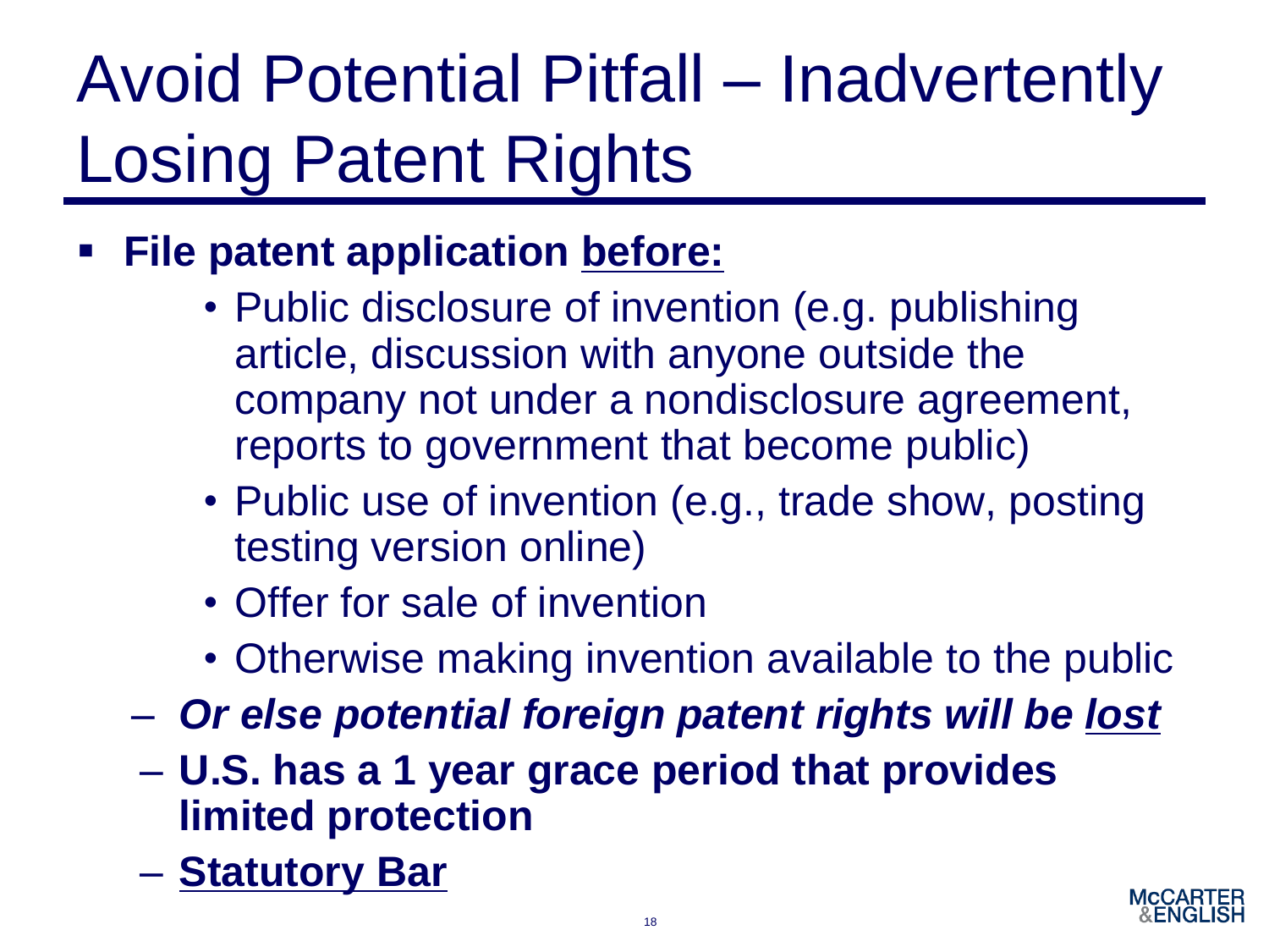# Avoid Potential Pitfall – Inadvertently Losing Patent Rights

- **File patent application <u>before:</u>**
  - Public disclosure of invention (e.g. publishing article, discussion with anyone outside the company not under a nondisclosure agreement, reports to government that become public)
  - Public use of invention (e.g., trade show, posting testing version online)
  - Offer for sale of invention
  - Otherwise making invention available to the public
  - ***Or else potential foreign patent rights will be <u>lost</u>***
  - **U.S. has a 1 year grace period that provides limited protection**
  - **<u>Statutory Bar</u>**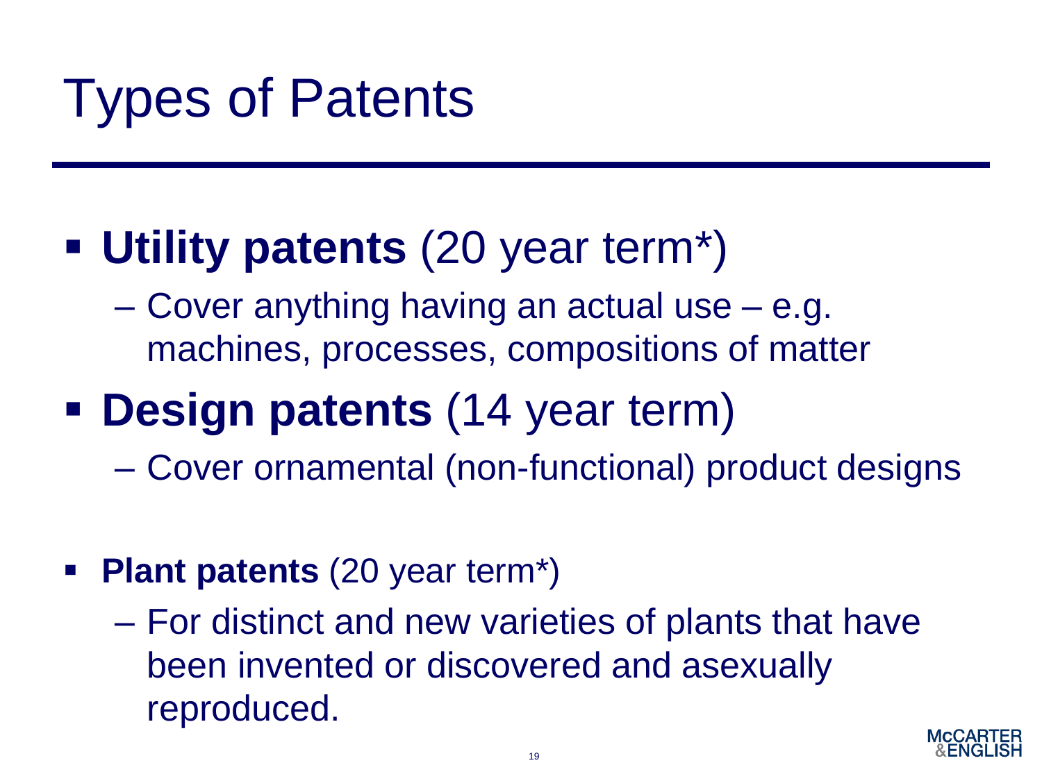# Types of Patents

- **Utility patents** (20 year term*)
  - Cover anything having an actual use – e.g. machines, processes, compositions of matter
- **Design patents** (14 year term)
  - Cover ornamental (non-functional) product designs
- **Plant patents** (20 year term*)
  - For distinct and new varieties of plants that have been invented or discovered and asexually reproduced.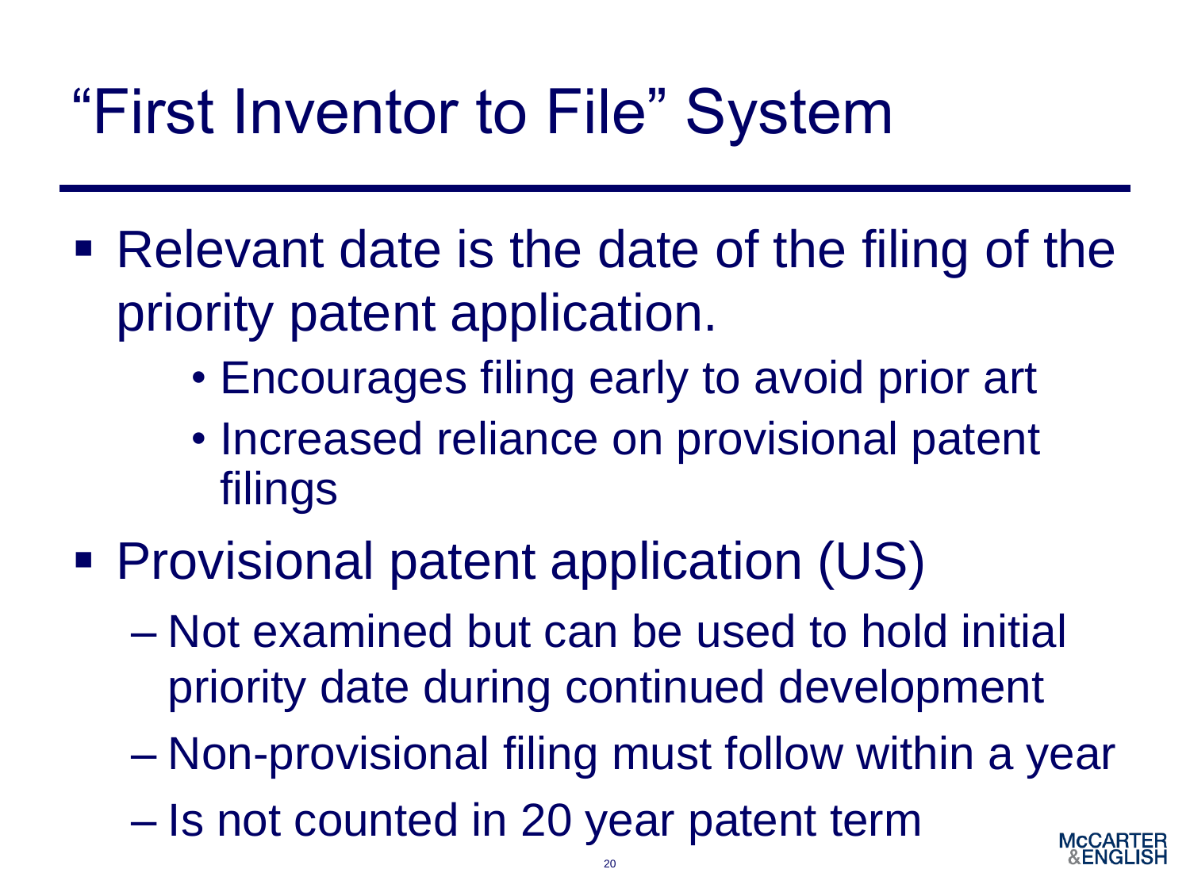# "First Inventor to File" System

- Relevant date is the date of the filing of the priority patent application.
  - Encourages filing early to avoid prior art
  - Increased reliance on provisional patent filings
- Provisional patent application (US)
  - Not examined but can be used to hold initial priority date during continued development
  - Non-provisional filing must follow within a year
  - Is not counted in 20 year patent term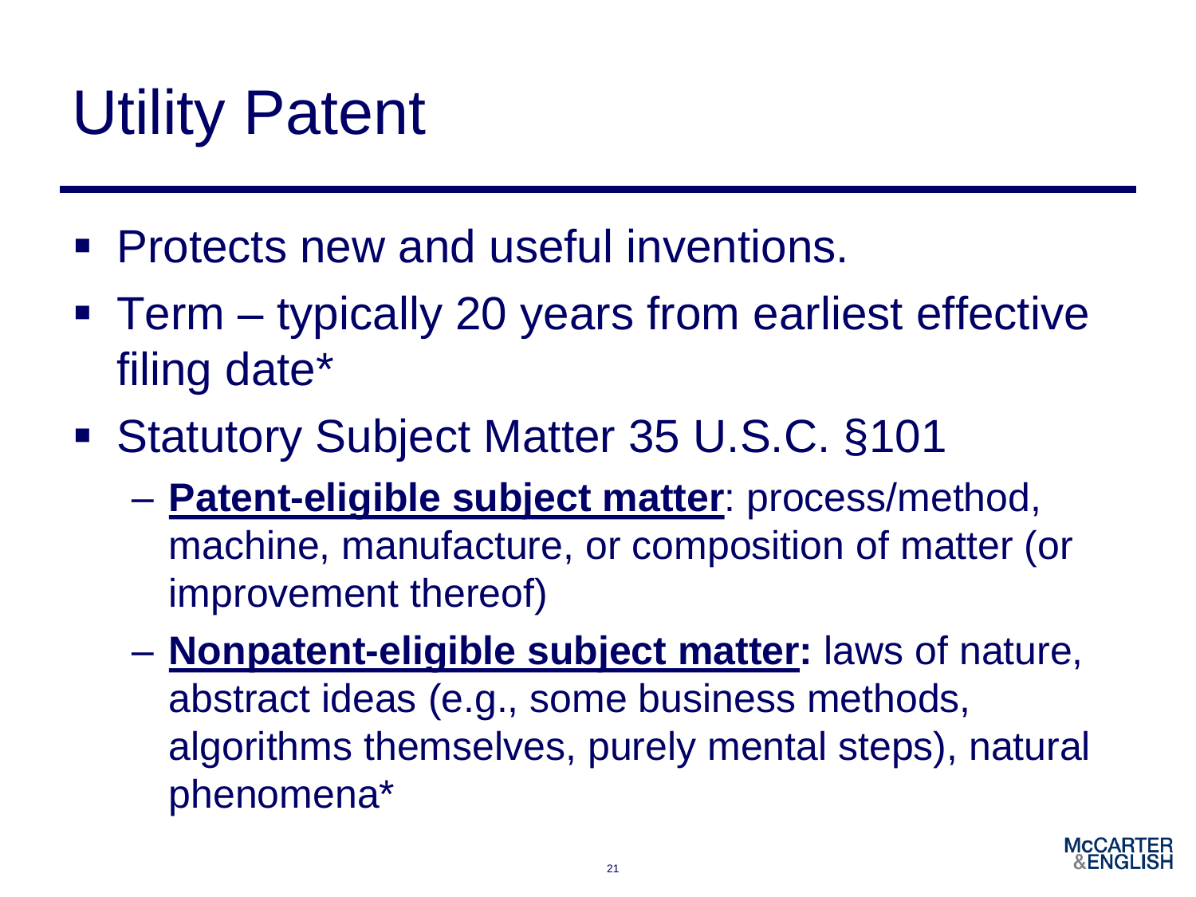# Utility Patent

- Protects new and useful inventions.
- Term – typically 20 years from earliest effective filing date*
- Statutory Subject Matter 35 U.S.C. §101
  - **Patent-eligible subject matter**: process/method, machine, manufacture, or composition of matter (or improvement thereof)
  - **Nonpatent-eligible subject matter:** laws of nature, abstract ideas (e.g., some business methods, algorithms themselves, purely mental steps), natural phenomena*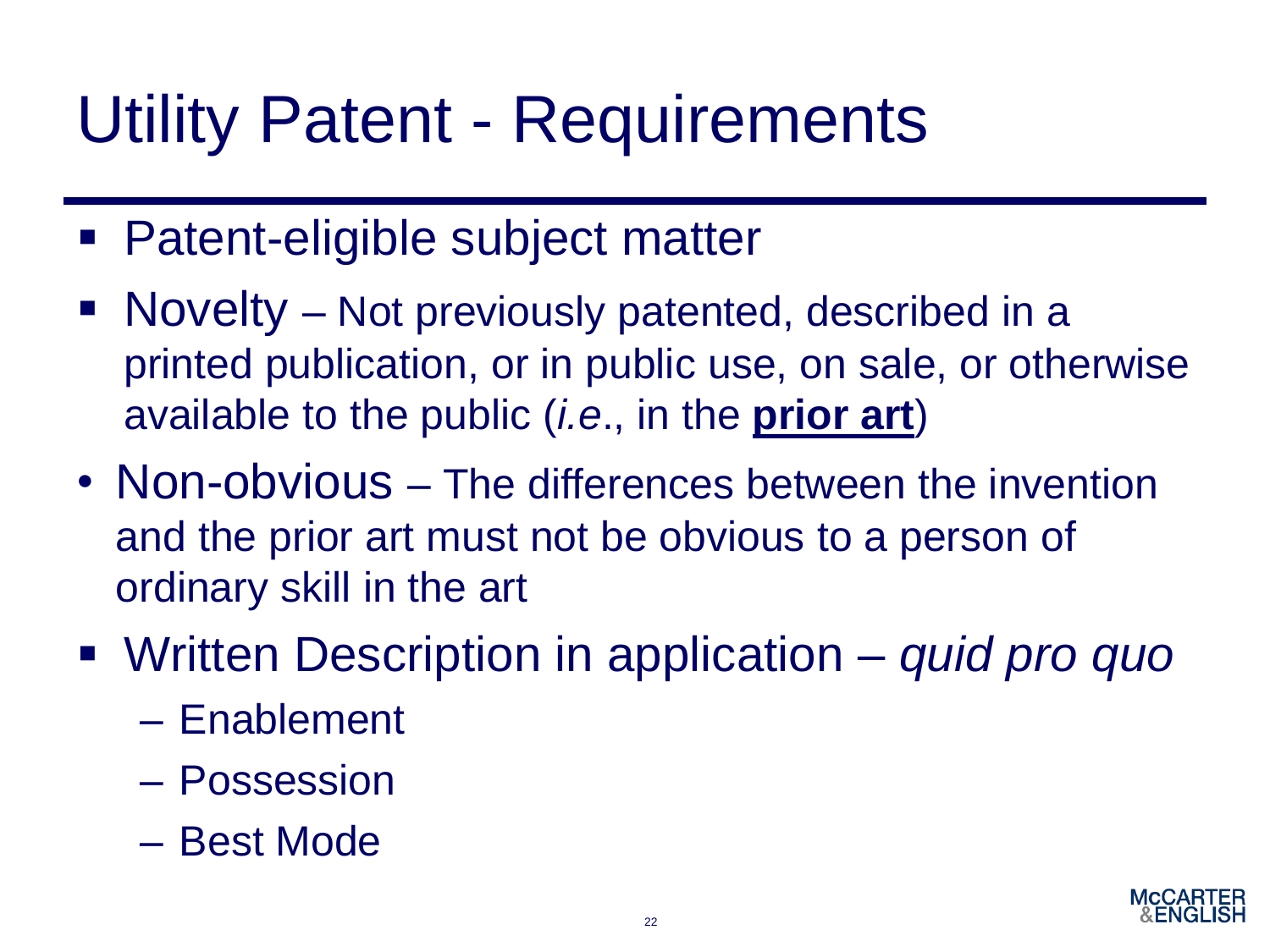# Utility Patent - Requirements

- Patent-eligible subject matter
- Novelty – Not previously patented, described in a printed publication, or in public use, on sale, or otherwise available to the public (*i.e*., in the **<u>prior art</u>**)
- Non-obvious – The differences between the invention and the prior art must not be obvious to a person of ordinary skill in the art
- Written Description in application – *quid pro quo*
  - Enablement
  - Possession
  - Best Mode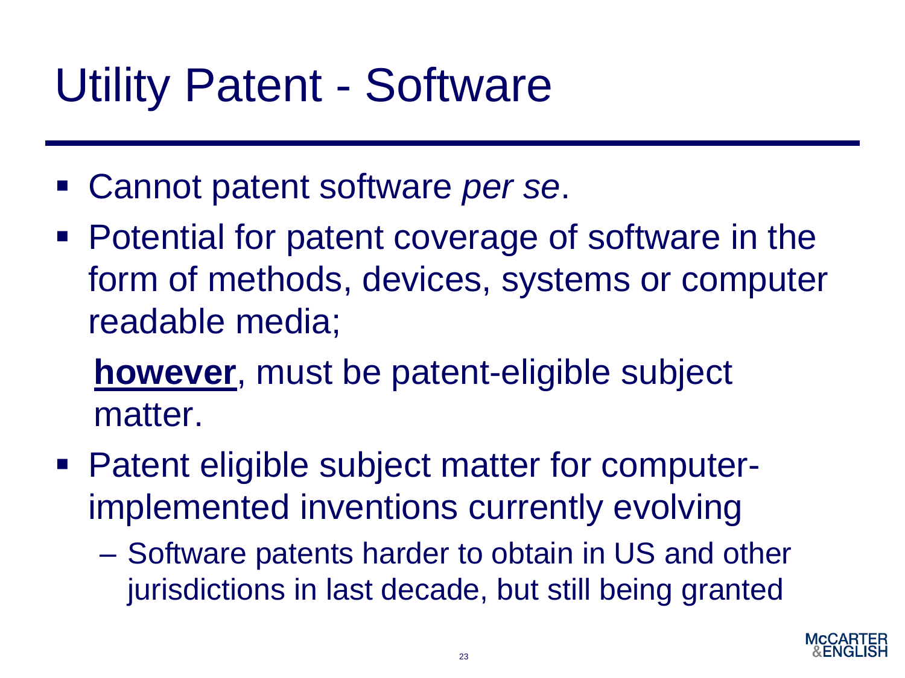# Utility Patent - Software

- Cannot patent software *per se*.
- Potential for patent coverage of software in the form of methods, devices, systems or computer readable media;

  **<u>however</u>**, must be patent-eligible subject matter.
- Patent eligible subject matter for computer-implemented inventions currently evolving
  - Software patents harder to obtain in US and other jurisdictions in last decade, but still being granted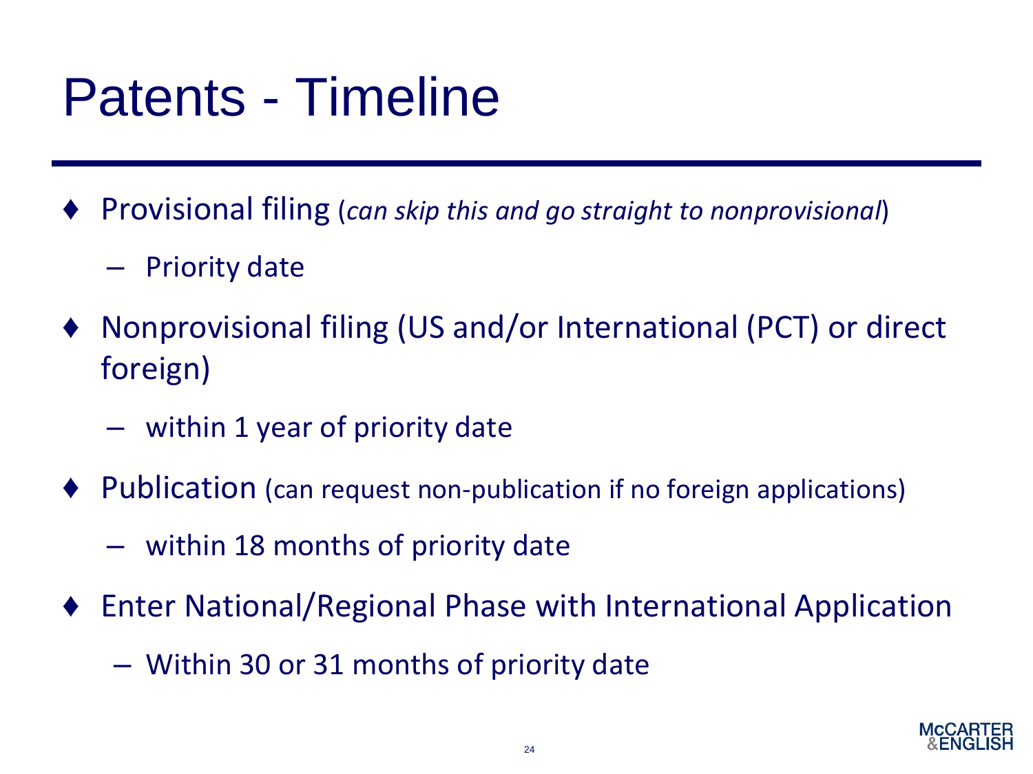# Patents - Timeline

- Provisional filing (*can skip this and go straight to nonprovisional*)
  - Priority date
- Nonprovisional filing (US and/or International (PCT) or direct foreign)
  - within 1 year of priority date
- Publication (can request non-publication if no foreign applications)
  - within 18 months of priority date
- Enter National/Regional Phase with International Application
  - Within 30 or 31 months of priority date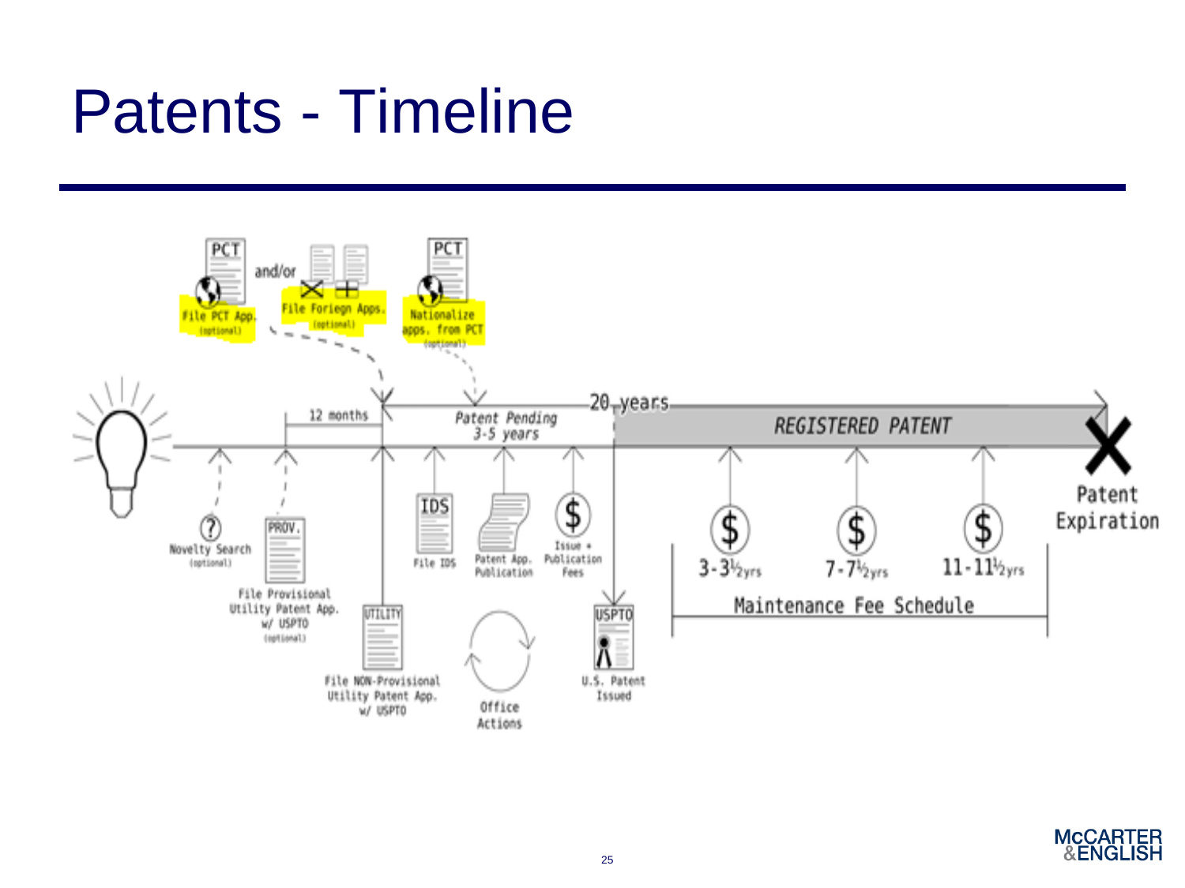# Patents - Timeline

File PCT App. (optional)

and/or

File Foriegn Apps. (optional)

Nationalize apps. from PCT (optional)

12 months

Patent Pending 3-5 years

20 years

REGISTERED PATENT

Novelty Search (optional)

File Provisional Utility Patent App. w/ USPTO (optional)

File NON-Provisional Utility Patent App. w/ USPTO

File IDS

Patent App. Publication

Office Actions

Issue + Publication Fees

U.S. Patent Issued

3-3½yrs

7-7½yrs

11-11½yrs

Maintenance Fee Schedule

Patent Expiration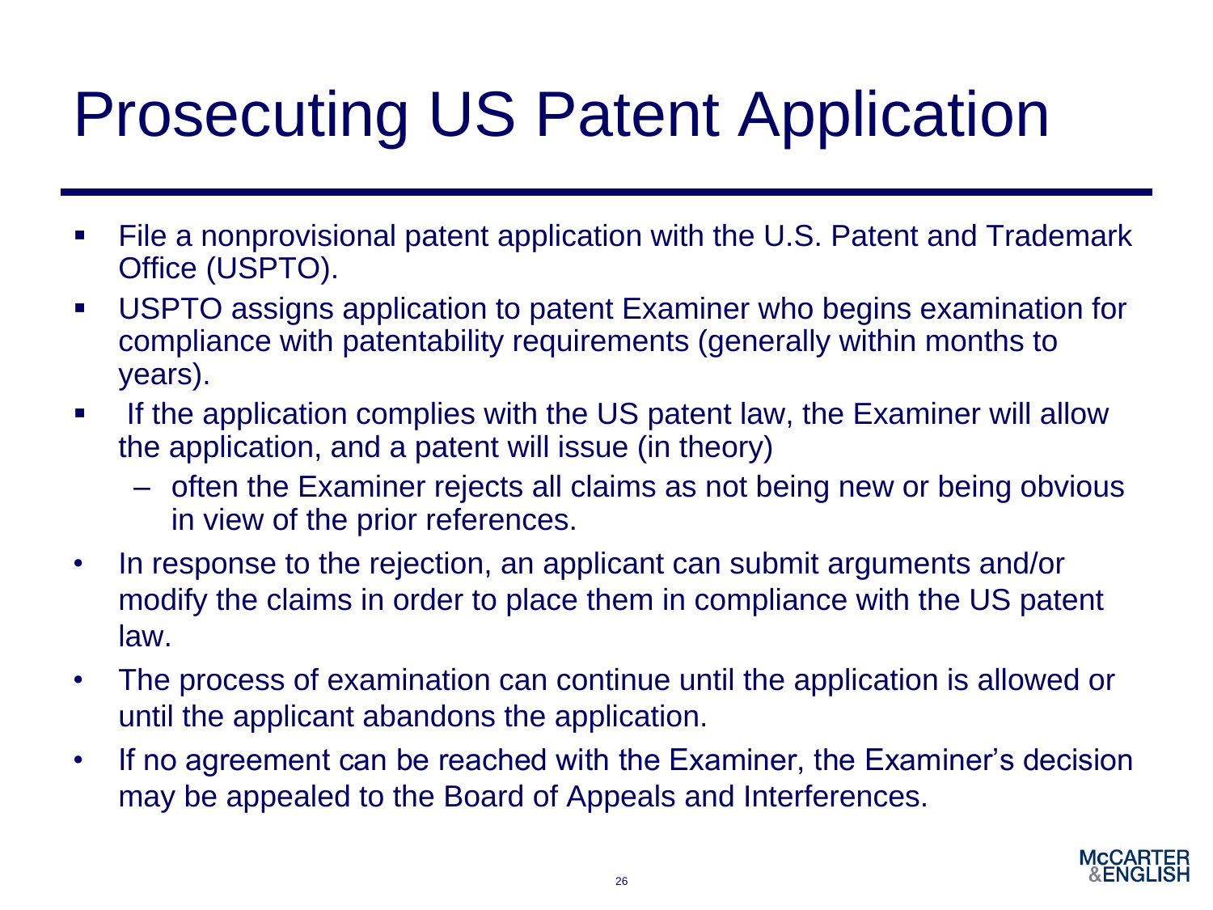# Prosecuting US Patent Application

- File a nonprovisional patent application with the U.S. Patent and Trademark Office (USPTO).
- USPTO assigns application to patent Examiner who begins examination for compliance with patentability requirements (generally within months to years).
- If the application complies with the US patent law, the Examiner will allow the application, and a patent will issue (in theory)
  - often the Examiner rejects all claims as not being new or being obvious in view of the prior references.
- In response to the rejection, an applicant can submit arguments and/or modify the claims in order to place them in compliance with the US patent law.
- The process of examination can continue until the application is allowed or until the applicant abandons the application.
- If no agreement can be reached with the Examiner, the Examiner's decision may be appealed to the Board of Appeals and Interferences.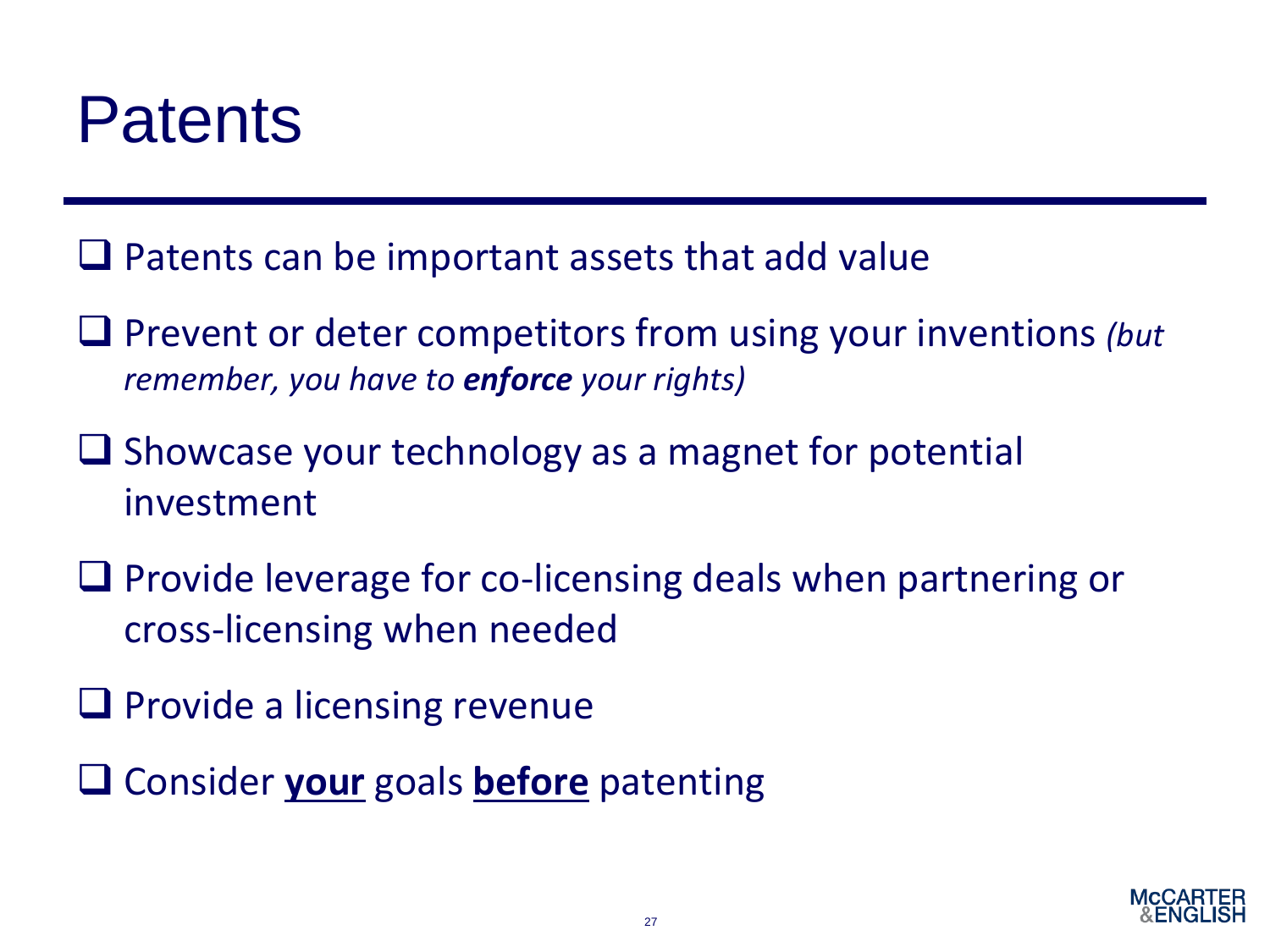# Patents

- Patents can be important assets that add value
- Prevent or deter competitors from using your inventions *(but remember, you have to **enforce** your rights)*
- Showcase your technology as a magnet for potential investment
- Provide leverage for co-licensing deals when partnering or cross-licensing when needed
- Provide a licensing revenue
- Consider <u>**your**</u> goals <u>**before**</u> patenting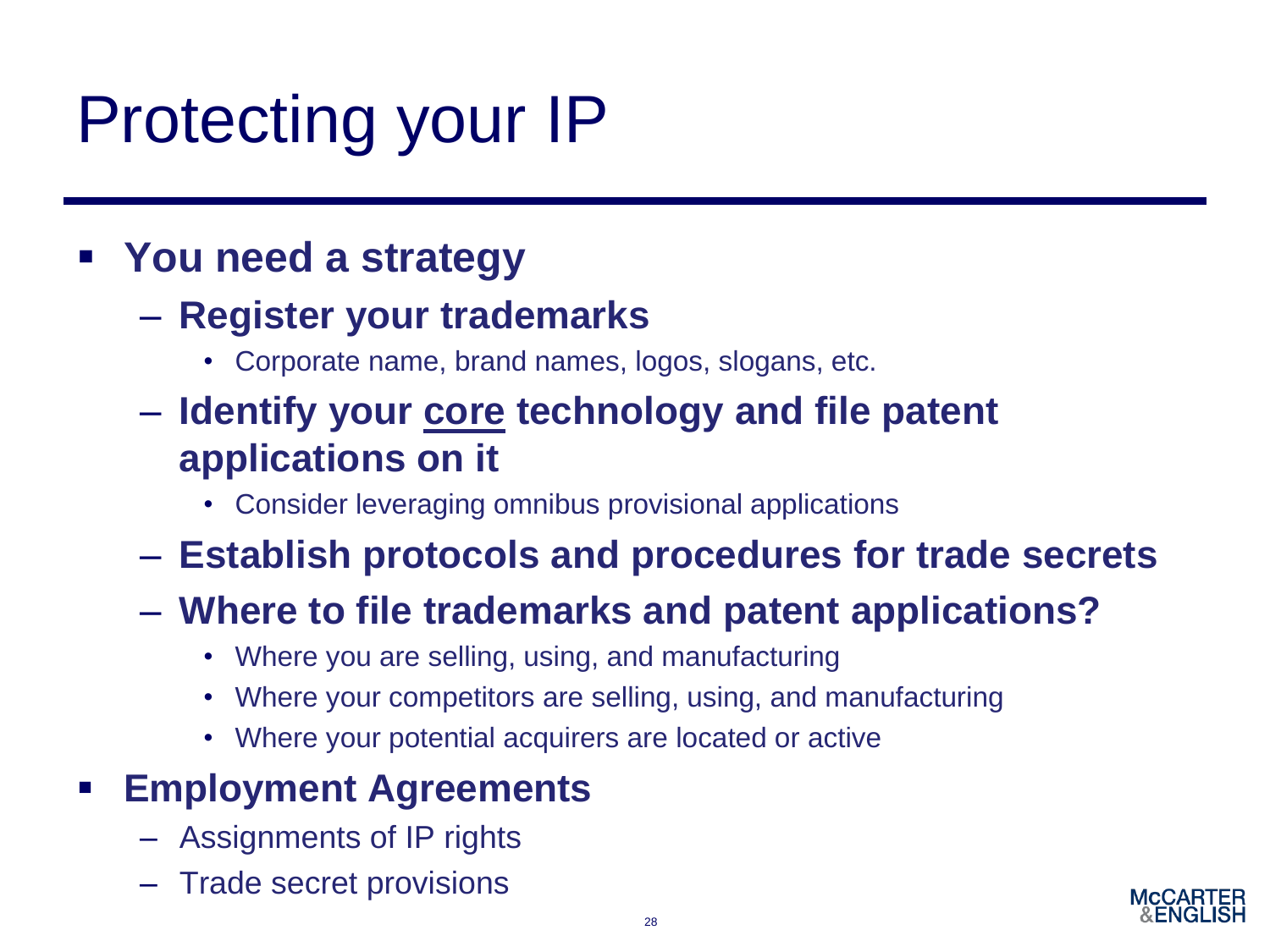# Protecting your IP

- **You need a strategy**
  - **Register your trademarks**
    - Corporate name, brand names, logos, slogans, etc.
  - **Identify your <u>core</u> technology and file patent applications on it**
    - Consider leveraging omnibus provisional applications
  - **Establish protocols and procedures for trade secrets**
  - **Where to file trademarks and patent applications?**
    - Where you are selling, using, and manufacturing
    - Where your competitors are selling, using, and manufacturing
    - Where your potential acquirers are located or active
- **Employment Agreements**
  - Assignments of IP rights
  - Trade secret provisions

McCARTER & ENGLISH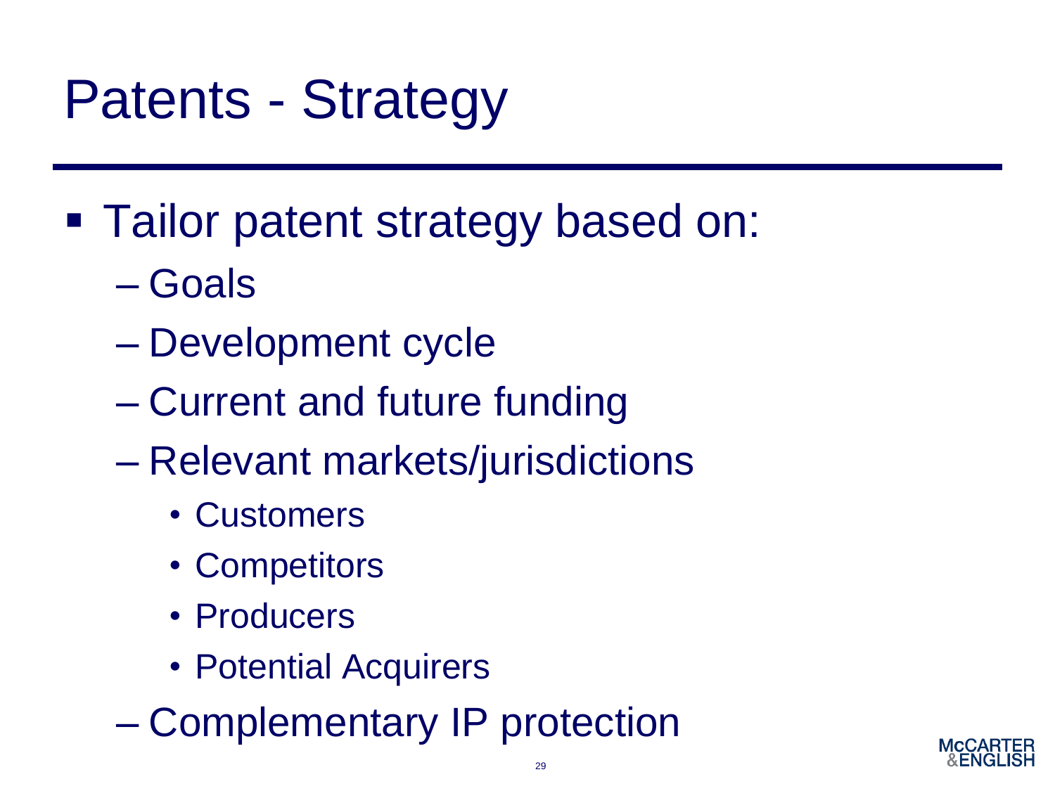# Patents - Strategy

- Tailor patent strategy based on:
  - Goals
  - Development cycle
  - Current and future funding
  - Relevant markets/jurisdictions
    - Customers
    - Competitors
    - Producers
    - Potential Acquirers
  - Complementary IP protection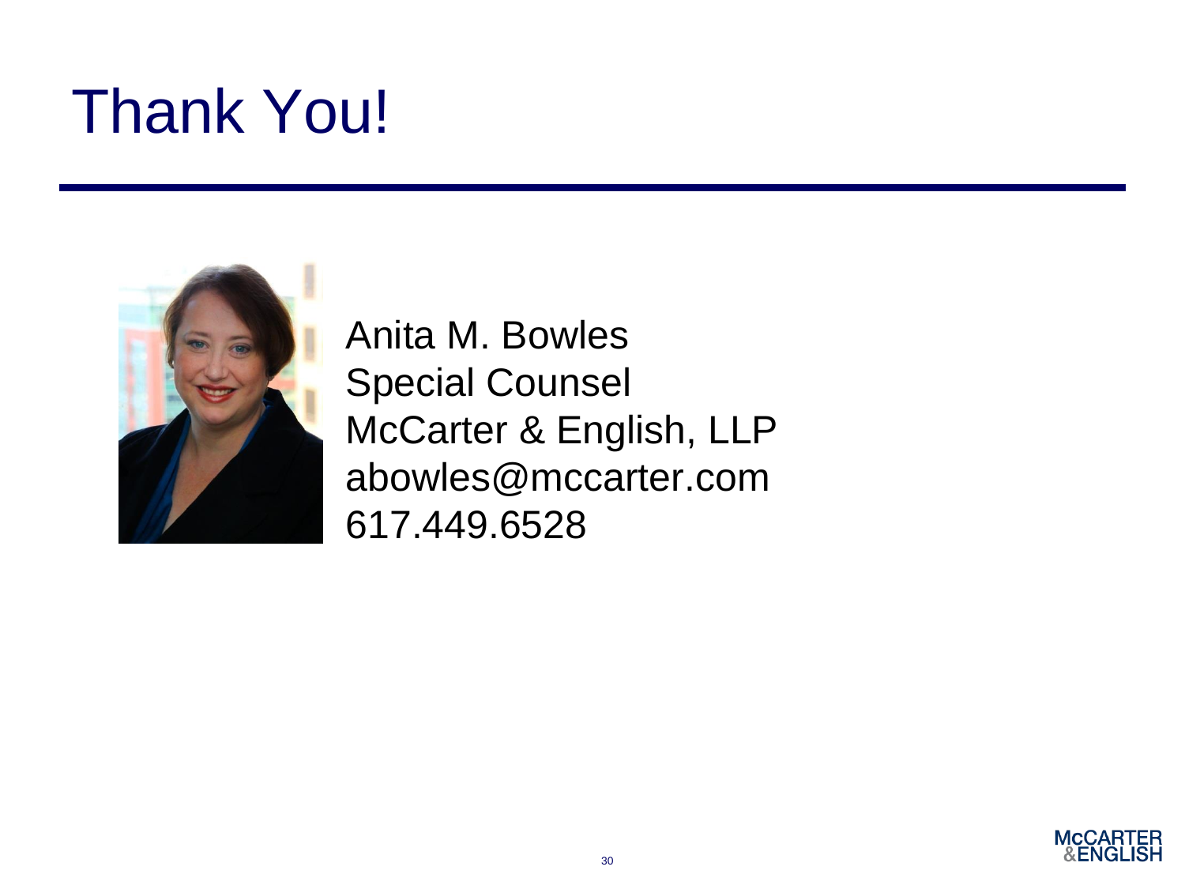# Thank You!

Anita M. Bowles
Special Counsel
McCarter & English, LLP
abowles@mccarter.com
617.449.6528